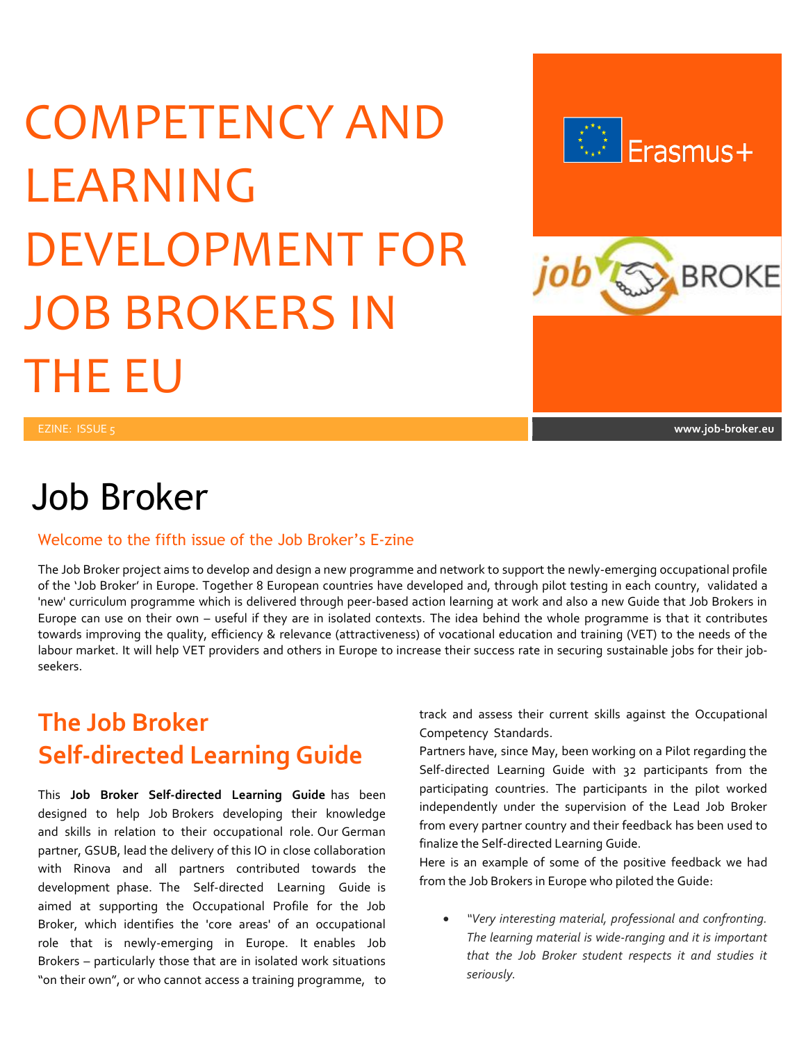# COMPETENCY AND LEARNING DEVELOPMENT FOR JOB BROKERS IN THE EU

EZINE: ISSUE 5

www.job-broker.eu

# Job Broker

### Welcome to the fifth issue of the Job Broker's E-zine

The Job Broker project aims to develop and design a new programme and network to support the newly-emerging occupational profile of the 'Job Broker' in Europe. Together 8 European countries have developed and, through pilot testing in each country, validated a 'new' curriculum programme which is delivered through peer-based action learning at work and also a new Guide that Job Brokers in Europe can use on their own – useful if they are in isolated contexts. The idea behind the whole programme is that it contributes towards improving the quality, efficiency & relevance (attractiveness) of vocational education and training (VET) to the needs of the labour market. It will help VET providers and others in Europe to increase their success rate in securing sustainable jobs for their job-seekers.

## The Job Broker Self-directed Learning Guide

This **Job Broker Self-directed Learning Guide** has been designed to help Job Brokers developing their knowledge and skills in relation to their occupational role. Our German partner, GSUB, lead the delivery of this IO in close collaboration with Rinova and all partners contributed towards the development phase. The Self-directed Learning Guide is aimed at supporting the Occupational Profile for the Job Broker, which identifies the 'core areas' of an occupational role that is newly-emerging in Europe. It enables Job Brokers – particularly those that are in isolated work situations "on their own", or who cannot access a training programme, to track and assess their current skills against the Occupational Competency Standards.

Partners have, since May, been working on a Pilot regarding the Self-directed Learning Guide with 32 participants from the participating countries. The participants in the pilot worked independently under the supervision of the Lead Job Broker from every partner country and their feedback has been used to finalize the Self-directed Learning Guide.

Here is an example of some of the positive feedback we had from the Job Brokers in Europe who piloted the Guide:

- *"Very interesting material, professional and confronting. The learning material is wide-ranging and it is important that the Job Broker student respects it and studies it seriously.*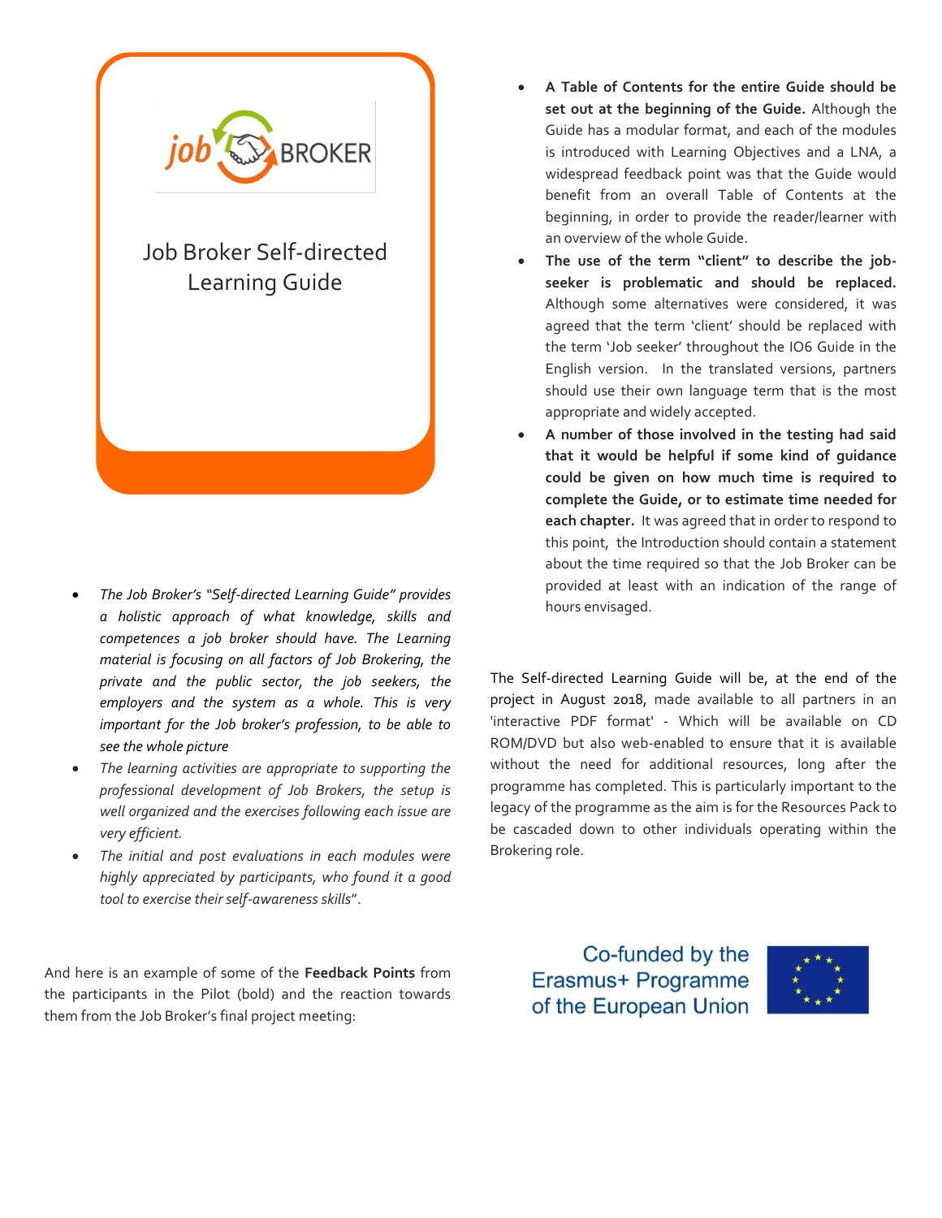Job Broker Self-directed Learning Guide

- *The Job Broker's "Self-directed Learning Guide" provides a holistic approach of what knowledge, skills and competences a job broker should have. The Learning material is focusing on all factors of Job Brokering, the private and the public sector, the job seekers, the employers and the system as a whole. This is very important for the Job broker's profession, to be able to see the whole picture*
- *The learning activities are appropriate to supporting the professional development of Job Brokers, the setup is well organized and the exercises following each issue are very efficient.*
- *The initial and post evaluations in each modules were highly appreciated by participants, who found it a good tool to exercise their self-awareness skills*".

And here is an example of some of the **Feedback Points** from the participants in the Pilot (bold) and the reaction towards them from the Job Broker's final project meeting:

- **A Table of Contents for the entire Guide should be set out at the beginning of the Guide.** Although the Guide has a modular format, and each of the modules is introduced with Learning Objectives and a LNA, a widespread feedback point was that the Guide would benefit from an overall Table of Contents at the beginning, in order to provide the reader/learner with an overview of the whole Guide.
- **The use of the term "client" to describe the job-seeker is problematic and should be replaced.** Although some alternatives were considered, it was agreed that the term 'client' should be replaced with the term 'Job seeker' throughout the IO6 Guide in the English version. In the translated versions, partners should use their own language term that is the most appropriate and widely accepted.
- **A number of those involved in the testing had said that it would be helpful if some kind of guidance could be given on how much time is required to complete the Guide, or to estimate time needed for each chapter.** It was agreed that in order to respond to this point, the Introduction should contain a statement about the time required so that the Job Broker can be provided at least with an indication of the range of hours envisaged.

The Self-directed Learning Guide will be, at the end of the project in August 2018, made available to all partners in an 'interactive PDF format' - Which will be available on CD ROM/DVD but also web-enabled to ensure that it is available without the need for additional resources, long after the programme has completed. This is particularly important to the legacy of the programme as the aim is for the Resources Pack to be cascaded down to other individuals operating within the Brokering role.

Co-funded by the Erasmus+ Programme of the European Union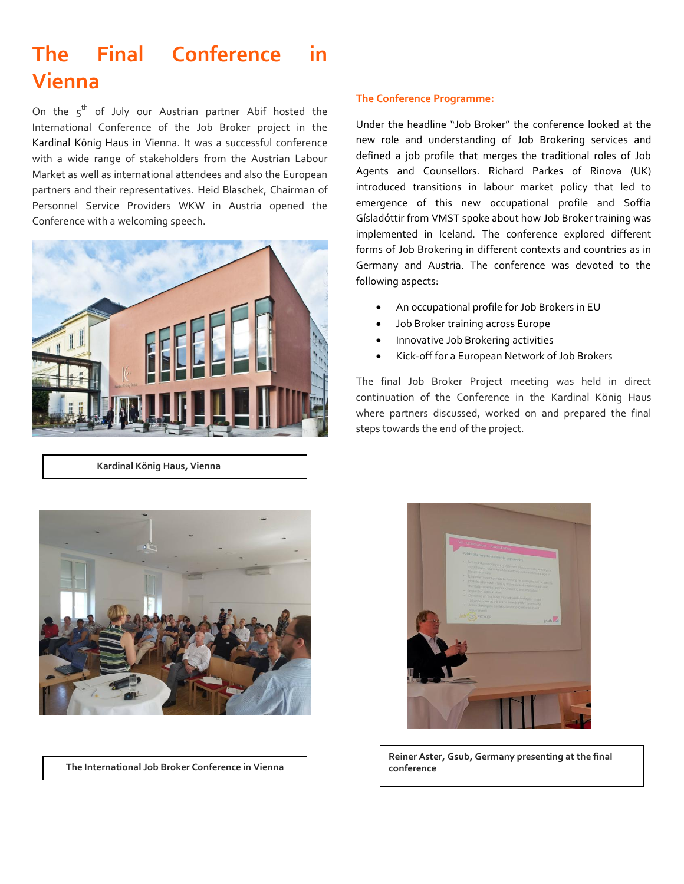# The Final Conference in Vienna

On the 5th of July our Austrian partner Abif hosted the International Conference of the Job Broker project in the Kardinal König Haus in Vienna. It was a successful conference with a wide range of stakeholders from the Austrian Labour Market as well as international attendees and also the European partners and their representatives. Heid Blaschek, Chairman of Personnel Service Providers WKW in Austria opened the Conference with a welcoming speech.

Kardinal König Haus, Vienna

### The Conference Programme:

Under the headline "Job Broker" the conference looked at the new role and understanding of Job Brokering services and defined a job profile that merges the traditional roles of Job Agents and Counsellors. Richard Parkes of Rinova (UK) introduced transitions in labour market policy that led to emergence of this new occupational profile and Soffia Gísladóttir from VMST spoke about how Job Broker training was implemented in Iceland. The conference explored different forms of Job Brokering in different contexts and countries as in Germany and Austria. The conference was devoted to the following aspects:

- An occupational profile for Job Brokers in EU
- Job Broker training across Europe
- Innovative Job Brokering activities
- Kick-off for a European Network of Job Brokers

The final Job Broker Project meeting was held in direct continuation of the Conference in the Kardinal König Haus where partners discussed, worked on and prepared the final steps towards the end of the project.

The International Job Broker Conference in Vienna

Reiner Aster, Gsub, Germany presenting at the final conference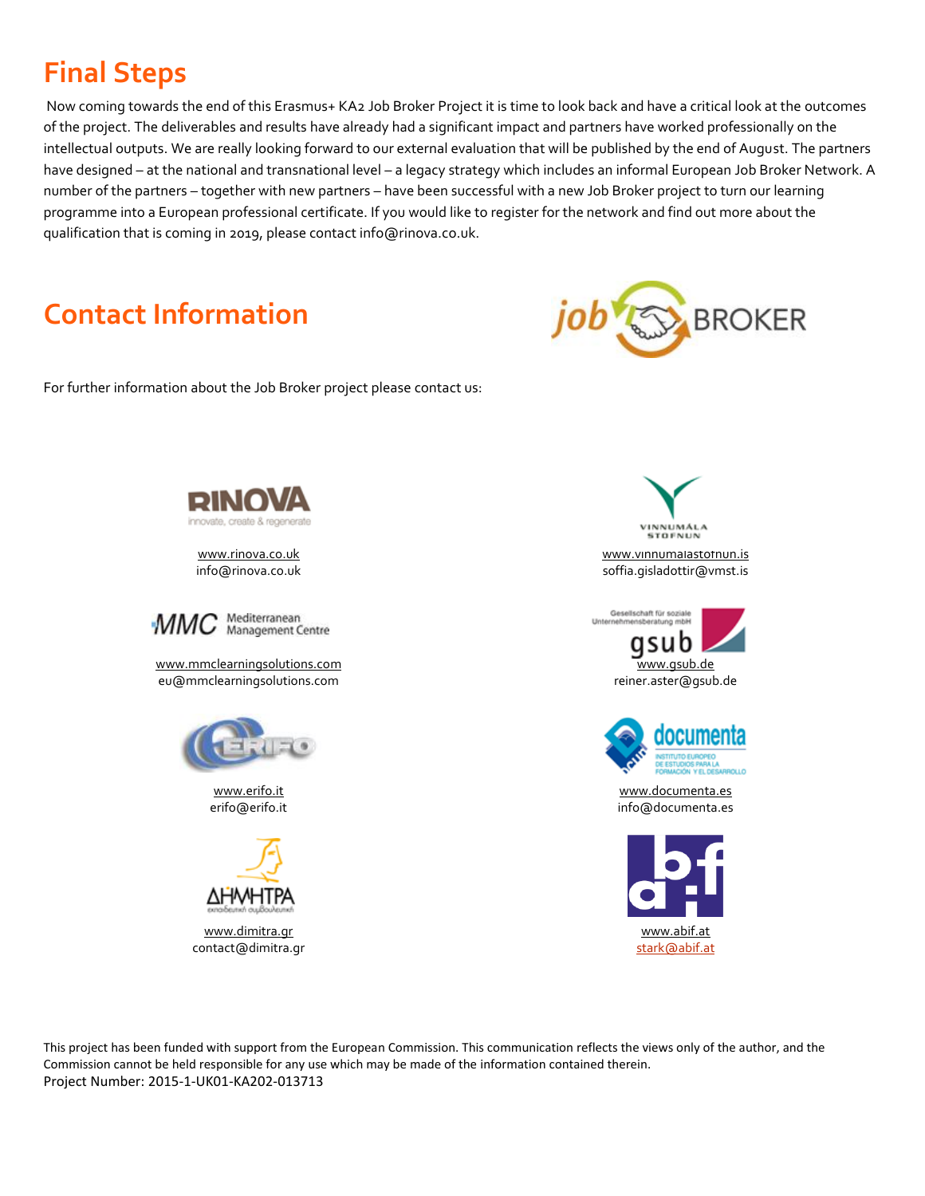## Final Steps

Now coming towards the end of this Erasmus+ KA2 Job Broker Project it is time to look back and have a critical look at the outcomes of the project. The deliverables and results have already had a significant impact and partners have worked professionally on the intellectual outputs. We are really looking forward to our external evaluation that will be published by the end of August. The partners have designed – at the national and transnational level – a legacy strategy which includes an informal European Job Broker Network. A number of the partners – together with new partners – have been successful with a new Job Broker project to turn our learning programme into a European professional certificate. If you would like to register for the network and find out more about the qualification that is coming in 2019, please contact info@rinova.co.uk.

## Contact Information

For further information about the Job Broker project please contact us:

RINOVA
www.rinova.co.uk
info@rinova.co.uk

MMC Mediterranean Management Centre
www.mmclearningsolutions.com
eu@mmclearningsolutions.com

ERIFO
www.erifo.it
erifo@erifo.it

ΔΗΜΗΤΡΑ
www.dimitra.gr
contact@dimitra.gr

VINNUMÁLASTOFNUN
www.vinnumalastofnun.is
soffia.gisladottir@vmst.is

gsub
www.gsub.de
reiner.aster@gsub.de

documenta
www.documenta.es
info@documenta.es

abif
www.abif.at
stark@abif.at

This project has been funded with support from the European Commission. This communication reflects the views only of the author, and the Commission cannot be held responsible for any use which may be made of the information contained therein.
Project Number: 2015-1-UK01-KA202-013713